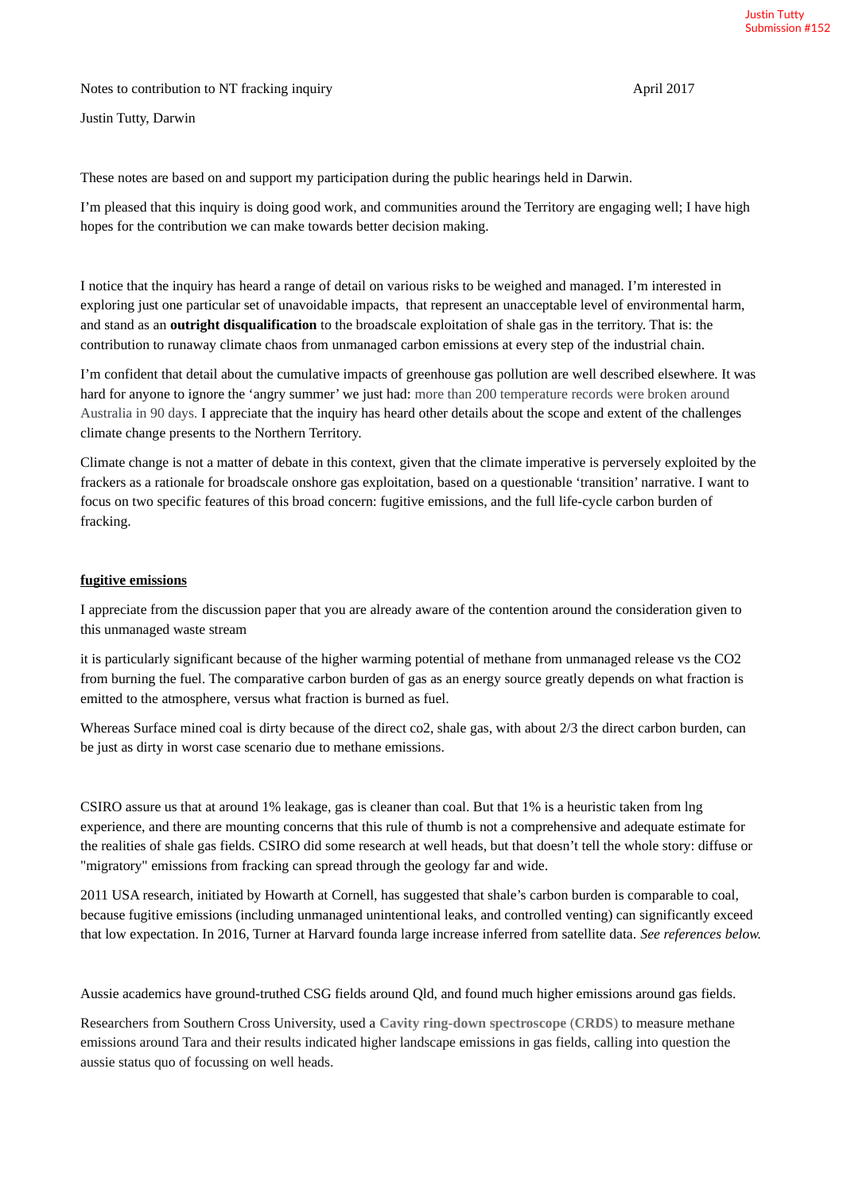Justin Tutty
Submission #152

Notes to contribution to NT fracking inquiry April 2017

Justin Tutty, Darwin

These notes are based on and support my participation during the public hearings held in Darwin.

I'm pleased that this inquiry is doing good work, and communities around the Territory are engaging well; I have high hopes for the contribution we can make towards better decision making.

I notice that the inquiry has heard a range of detail on various risks to be weighed and managed. I'm interested in exploring just one particular set of unavoidable impacts, that represent an unacceptable level of environmental harm, and stand as an **outright disqualification** to the broadscale exploitation of shale gas in the territory. That is: the contribution to runaway climate chaos from unmanaged carbon emissions at every step of the industrial chain.

I'm confident that detail about the cumulative impacts of greenhouse gas pollution are well described elsewhere. It was hard for anyone to ignore the 'angry summer' we just had: more than 200 temperature records were broken around Australia in 90 days. I appreciate that the inquiry has heard other details about the scope and extent of the challenges climate change presents to the Northern Territory.

Climate change is not a matter of debate in this context, given that the climate imperative is perversely exploited by the frackers as a rationale for broadscale onshore gas exploitation, based on a questionable 'transition' narrative. I want to focus on two specific features of this broad concern: fugitive emissions, and the full life-cycle carbon burden of fracking.

**fugitive emissions**

I appreciate from the discussion paper that you are already aware of the contention around the consideration given to this unmanaged waste stream

it is particularly significant because of the higher warming potential of methane from unmanaged release vs the $CO_2$ from burning the fuel. The comparative carbon burden of gas as an energy source greatly depends on what fraction is emitted to the atmosphere, versus what fraction is burned as fuel.

Whereas Surface mined coal is dirty because of the direct co2, shale gas, with about 2/3 the direct carbon burden, can be just as dirty in worst case scenario due to methane emissions.

CSIRO assure us that at around 1% leakage, gas is cleaner than coal. But that 1% is a heuristic taken from lng experience, and there are mounting concerns that this rule of thumb is not a comprehensive and adequate estimate for the realities of shale gas fields. CSIRO did some research at well heads, but that doesn't tell the whole story: diffuse or "migratory" emissions from fracking can spread through the geology far and wide.

2011 USA research, initiated by Howarth at Cornell, has suggested that shale's carbon burden is comparable to coal, because fugitive emissions (including unmanaged unintentional leaks, and controlled venting) can significantly exceed that low expectation. In 2016, Turner at Harvard founda large increase inferred from satellite data. *See references below.*

Aussie academics have ground-truthed CSG fields around Qld, and found much higher emissions around gas fields.

Researchers from Southern Cross University, used a **Cavity ring-down spectroscope (CRDS)** to measure methane emissions around Tara and their results indicated higher landscape emissions in gas fields, calling into question the aussie status quo of focussing on well heads.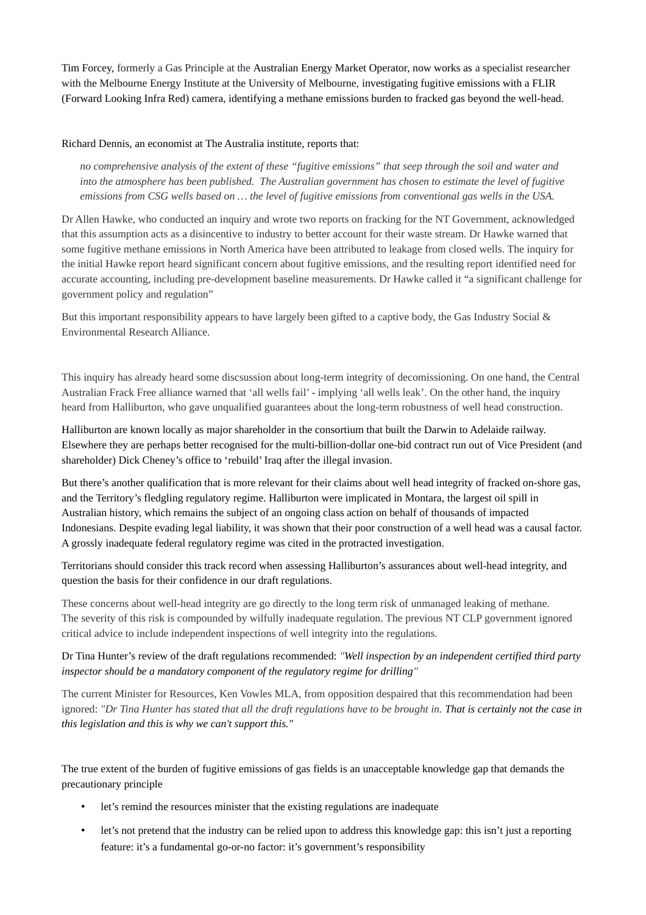Tim Forcey, formerly a Gas Principle at the Australian Energy Market Operator, now works as a specialist researcher with the Melbourne Energy Institute at the University of Melbourne, investigating fugitive emissions with a FLIR (Forward Looking Infra Red) camera, identifying a methane emissions burden to fracked gas beyond the well-head.

Richard Dennis, an economist at The Australia institute, reports that:

> *no comprehensive analysis of the extent of these "fugitive emissions" that seep through the soil and water and into the atmosphere has been published. The Australian government has chosen to estimate the level of fugitive emissions from CSG wells based on … the level of fugitive emissions from conventional gas wells in the USA.*

Dr Allen Hawke, who conducted an inquiry and wrote two reports on fracking for the NT Government, acknowledged that this assumption acts as a disincentive to industry to better account for their waste stream. Dr Hawke warned that some fugitive methane emissions in North America have been attributed to leakage from closed wells. The inquiry for the initial Hawke report heard significant concern about fugitive emissions, and the resulting report identified need for accurate accounting, including pre-development baseline measurements. Dr Hawke called it "a significant challenge for government policy and regulation"

But this important responsibility appears to have largely been gifted to a captive body, the Gas Industry Social & Environmental Research Alliance.

This inquiry has already heard some discsussion about long-term integrity of decomissioning. On one hand, the Central Australian Frack Free alliance warned that 'all wells fail' - implying 'all wells leak'. On the other hand, the inquiry heard from Halliburton, who gave unqualified guarantees about the long-term robustness of well head construction.

Halliburton are known locally as major shareholder in the consortium that built the Darwin to Adelaide railway. Elsewhere they are perhaps better recognised for the multi-billion-dollar one-bid contract run out of Vice President (and shareholder) Dick Cheney's office to 'rebuild' Iraq after the illegal invasion.

But there's another qualification that is more relevant for their claims about well head integrity of fracked on-shore gas, and the Territory's fledgling regulatory regime. Halliburton were implicated in Montara, the largest oil spill in Australian history, which remains the subject of an ongoing class action on behalf of thousands of impacted Indonesians. Despite evading legal liability, it was shown that their poor construction of a well head was a causal factor. A grossly inadequate federal regulatory regime was cited in the protracted investigation.

Territorians should consider this track record when assessing Halliburton's assurances about well-head integrity, and question the basis for their confidence in our draft regulations.

These concerns about well-head integrity are go directly to the long term risk of unmanaged leaking of methane. The severity of this risk is compounded by wilfully inadequate regulation. The previous NT CLP government ignored critical advice to include independent inspections of well integrity into the regulations.

Dr Tina Hunter's review of the draft regulations recommended: *"Well inspection by an independent certified third party inspector should be a mandatory component of the regulatory regime for drilling"*

The current Minister for Resources, Ken Vowles MLA, from opposition despaired that this recommendation had been ignored: *"Dr Tina Hunter has stated that all the draft regulations have to be brought in. That is certainly not the case in this legislation and this is why we can't support this."*

The true extent of the burden of fugitive emissions of gas fields is an unacceptable knowledge gap that demands the precautionary principle

- let's remind the resources minister that the existing regulations are inadequate
- let's not pretend that the industry can be relied upon to address this knowledge gap: this isn't just a reporting feature: it's a fundamental go-or-no factor: it's government's responsibility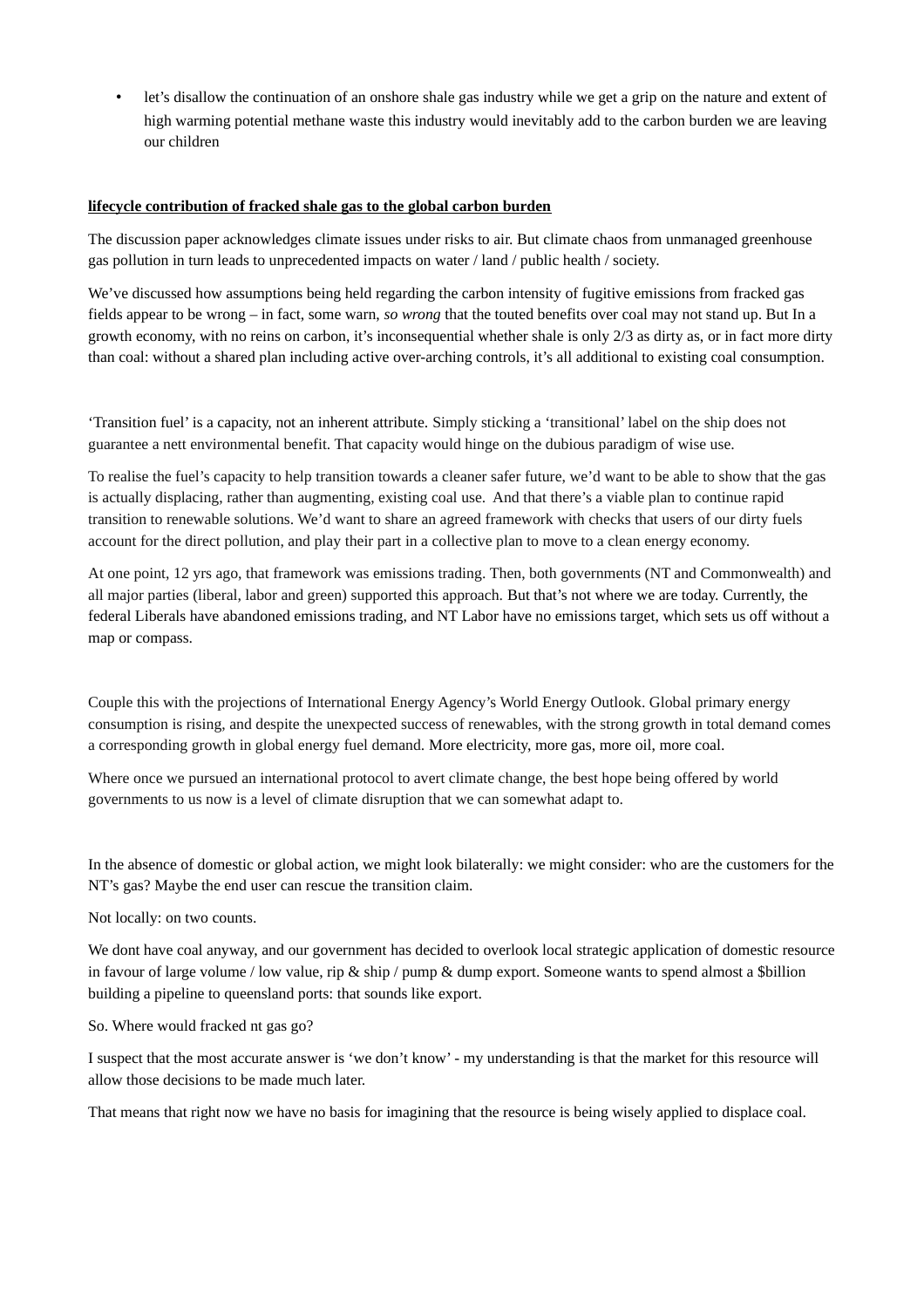- let's disallow the continuation of an onshore shale gas industry while we get a grip on the nature and extent of high warming potential methane waste this industry would inevitably add to the carbon burden we are leaving our children

**lifecycle contribution of fracked shale gas to the global carbon burden**

The discussion paper acknowledges climate issues under risks to air. But climate chaos from unmanaged greenhouse gas pollution in turn leads to unprecedented impacts on water / land / public health / society.

We've discussed how assumptions being held regarding the carbon intensity of fugitive emissions from fracked gas fields appear to be wrong – in fact, some warn, *so wrong* that the touted benefits over coal may not stand up. But In a growth economy, with no reins on carbon, it's inconsequential whether shale is only 2/3 as dirty as, or in fact more dirty than coal: without a shared plan including active over-arching controls, it's all additional to existing coal consumption.

'Transition fuel' is a capacity, not an inherent attribute. Simply sticking a 'transitional' label on the ship does not guarantee a nett environmental benefit. That capacity would hinge on the dubious paradigm of wise use.

To realise the fuel's capacity to help transition towards a cleaner safer future, we'd want to be able to show that the gas is actually displacing, rather than augmenting, existing coal use. And that there's a viable plan to continue rapid transition to renewable solutions. We'd want to share an agreed framework with checks that users of our dirty fuels account for the direct pollution, and play their part in a collective plan to move to a clean energy economy.

At one point, 12 yrs ago, that framework was emissions trading. Then, both governments (NT and Commonwealth) and all major parties (liberal, labor and green) supported this approach. But that's not where we are today. Currently, the federal Liberals have abandoned emissions trading, and NT Labor have no emissions target, which sets us off without a map or compass.

Couple this with the projections of International Energy Agency's World Energy Outlook. Global primary energy consumption is rising, and despite the unexpected success of renewables, with the strong growth in total demand comes a corresponding growth in global energy fuel demand. More electricity, more gas, more oil, more coal.

Where once we pursued an international protocol to avert climate change, the best hope being offered by world governments to us now is a level of climate disruption that we can somewhat adapt to.

In the absence of domestic or global action, we might look bilaterally: we might consider: who are the customers for the NT's gas? Maybe the end user can rescue the transition claim.

Not locally: on two counts.

We dont have coal anyway, and our government has decided to overlook local strategic application of domestic resource in favour of large volume / low value, rip & ship / pump & dump export. Someone wants to spend almost a $billion building a pipeline to queensland ports: that sounds like export.

So. Where would fracked nt gas go?

I suspect that the most accurate answer is 'we don't know' - my understanding is that the market for this resource will allow those decisions to be made much later.

That means that right now we have no basis for imagining that the resource is being wisely applied to displace coal.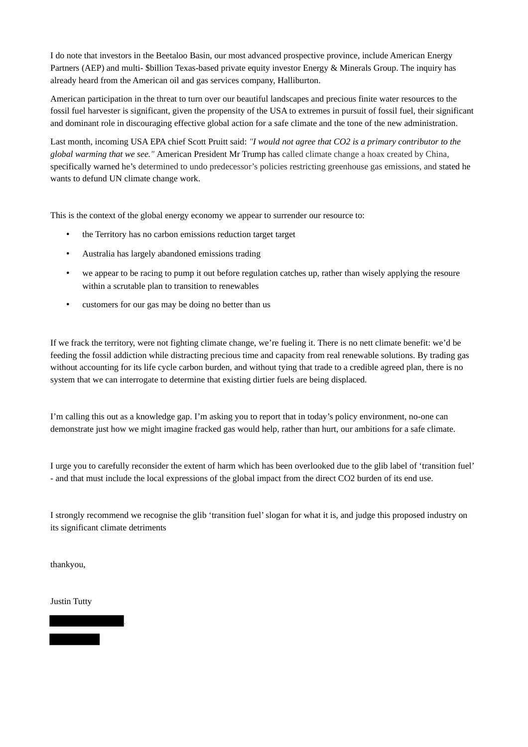I do note that investors in the Beetaloo Basin, our most advanced prospective province, include American Energy Partners (AEP) and multi- $billion Texas-based private equity investor Energy & Minerals Group. The inquiry has already heard from the American oil and gas services company, Halliburton.

American participation in the threat to turn over our beautiful landscapes and precious finite water resources to the fossil fuel harvester is significant, given the propensity of the USA to extremes in pursuit of fossil fuel, their significant and dominant role in discouraging effective global action for a safe climate and the tone of the new administration.

Last month, incoming USA EPA chief Scott Pruitt said: *"I would not agree that CO2 is a primary contributor to the global warming that we see."* American President Mr Trump has called climate change a hoax created by China, specifically warned he's determined to undo predecessor's policies restricting greenhouse gas emissions, and stated he wants to defund UN climate change work.

This is the context of the global energy economy we appear to surrender our resource to:

- the Territory has no carbon emissions reduction target target
- Australia has largely abandoned emissions trading
- we appear to be racing to pump it out before regulation catches up, rather than wisely applying the resoure within a scrutable plan to transition to renewables
- customers for our gas may be doing no better than us

If we frack the territory, were not fighting climate change, we're fueling it. There is no nett climate benefit: we'd be feeding the fossil addiction while distracting precious time and capacity from real renewable solutions. By trading gas without accounting for its life cycle carbon burden, and without tying that trade to a credible agreed plan, there is no system that we can interrogate to determine that existing dirtier fuels are being displaced.

I'm calling this out as a knowledge gap. I'm asking you to report that in today's policy environment, no-one can demonstrate just how we might imagine fracked gas would help, rather than hurt, our ambitions for a safe climate.

I urge you to carefully reconsider the extent of harm which has been overlooked due to the glib label of 'transition fuel' - and that must include the local expressions of the global impact from the direct CO2 burden of its end use.

I strongly recommend we recognise the glib 'transition fuel' slogan for what it is, and judge this proposed industry on its significant climate detriments

thankyou,

Justin Tutty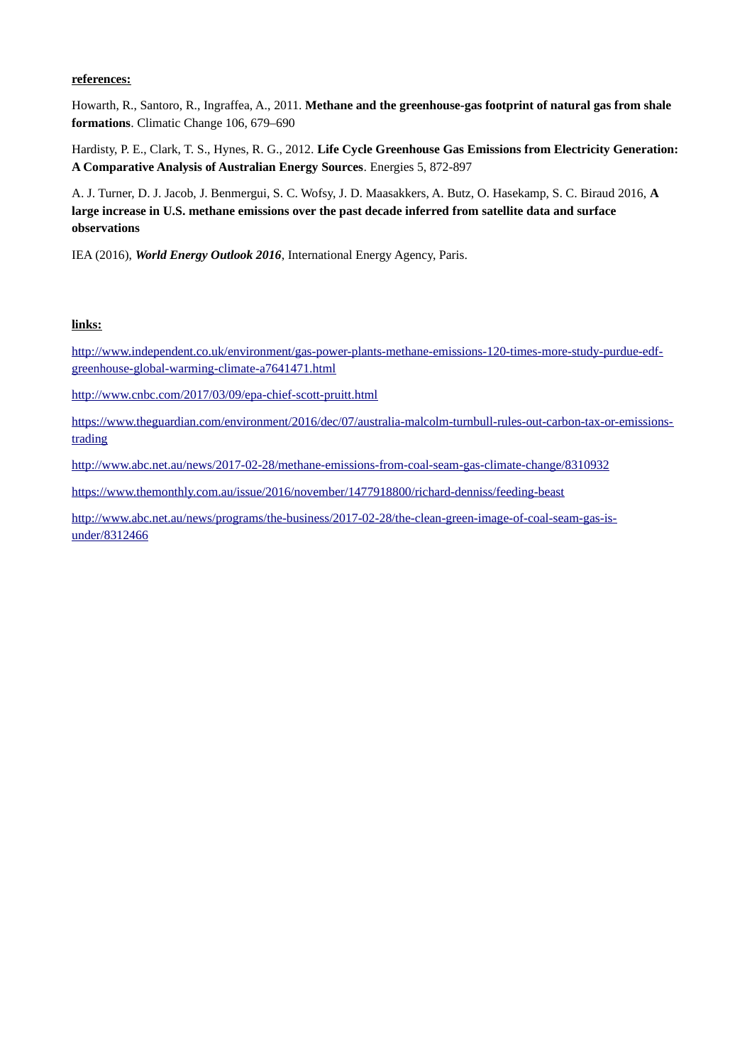**references:**

Howarth, R., Santoro, R., Ingraffea, A., 2011. **Methane and the greenhouse-gas footprint of natural gas from shale formations**. Climatic Change 106, 679–690

Hardisty, P. E., Clark, T. S., Hynes, R. G., 2012. **Life Cycle Greenhouse Gas Emissions from Electricity Generation: A Comparative Analysis of Australian Energy Sources**. Energies 5, 872-897

A. J. Turner, D. J. Jacob, J. Benmergui, S. C. Wofsy, J. D. Maasakkers, A. Butz, O. Hasekamp, S. C. Biraud 2016, **A large increase in U.S. methane emissions over the past decade inferred from satellite data and surface observations**

IEA (2016), ***World Energy Outlook 2016***, International Energy Agency, Paris.

**links:**

http://www.independent.co.uk/environment/gas-power-plants-methane-emissions-120-times-more-study-purdue-edf-greenhouse-global-warming-climate-a7641471.html

http://www.cnbc.com/2017/03/09/epa-chief-scott-pruitt.html

https://www.theguardian.com/environment/2016/dec/07/australia-malcolm-turnbull-rules-out-carbon-tax-or-emissions-trading

http://www.abc.net.au/news/2017-02-28/methane-emissions-from-coal-seam-gas-climate-change/8310932

https://www.themonthly.com.au/issue/2016/november/1477918800/richard-denniss/feeding-beast

http://www.abc.net.au/news/programs/the-business/2017-02-28/the-clean-green-image-of-coal-seam-gas-is-under/8312466